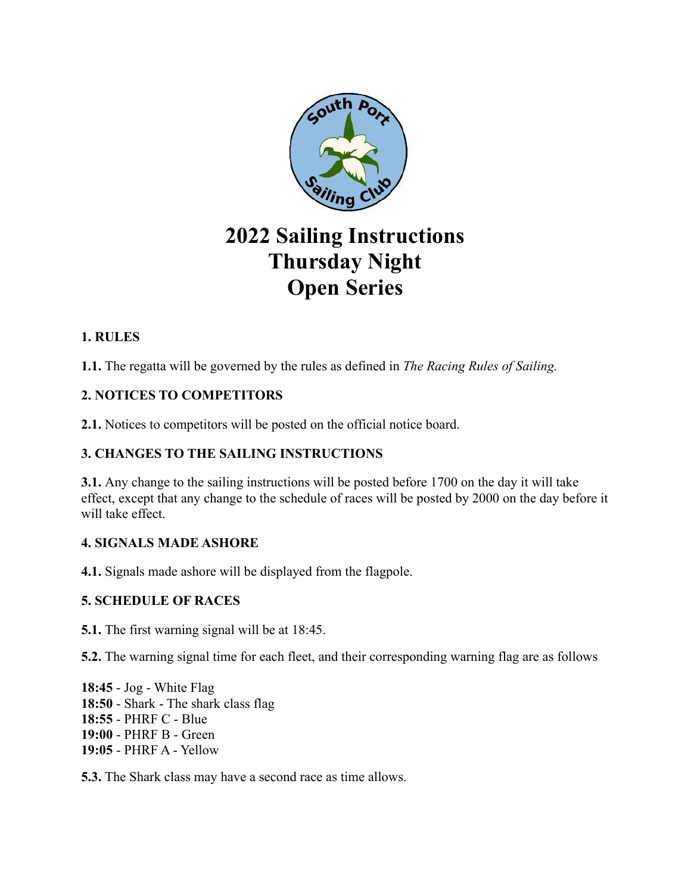# 2022 Sailing Instructions Thursday Night Open Series

## 1. RULES

**1.1.** The regatta will be governed by the rules as defined in *The Racing Rules of Sailing.*

## 2. NOTICES TO COMPETITORS

**2.1.** Notices to competitors will be posted on the official notice board.

## 3. CHANGES TO THE SAILING INSTRUCTIONS

**3.1.** Any change to the sailing instructions will be posted before 1700 on the day it will take effect, except that any change to the schedule of races will be posted by 2000 on the day before it will take effect.

## 4. SIGNALS MADE ASHORE

**4.1.** Signals made ashore will be displayed from the flagpole.

## 5. SCHEDULE OF RACES

**5.1.** The first warning signal will be at 18:45.

**5.2.** The warning signal time for each fleet, and their corresponding warning flag are as follows

**18:45** - Jog - White Flag
**18:50** - Shark - The shark class flag
**18:55** - PHRF C - Blue
**19:00** - PHRF B - Green
**19:05** - PHRF A - Yellow

**5.3.** The Shark class may have a second race as time allows.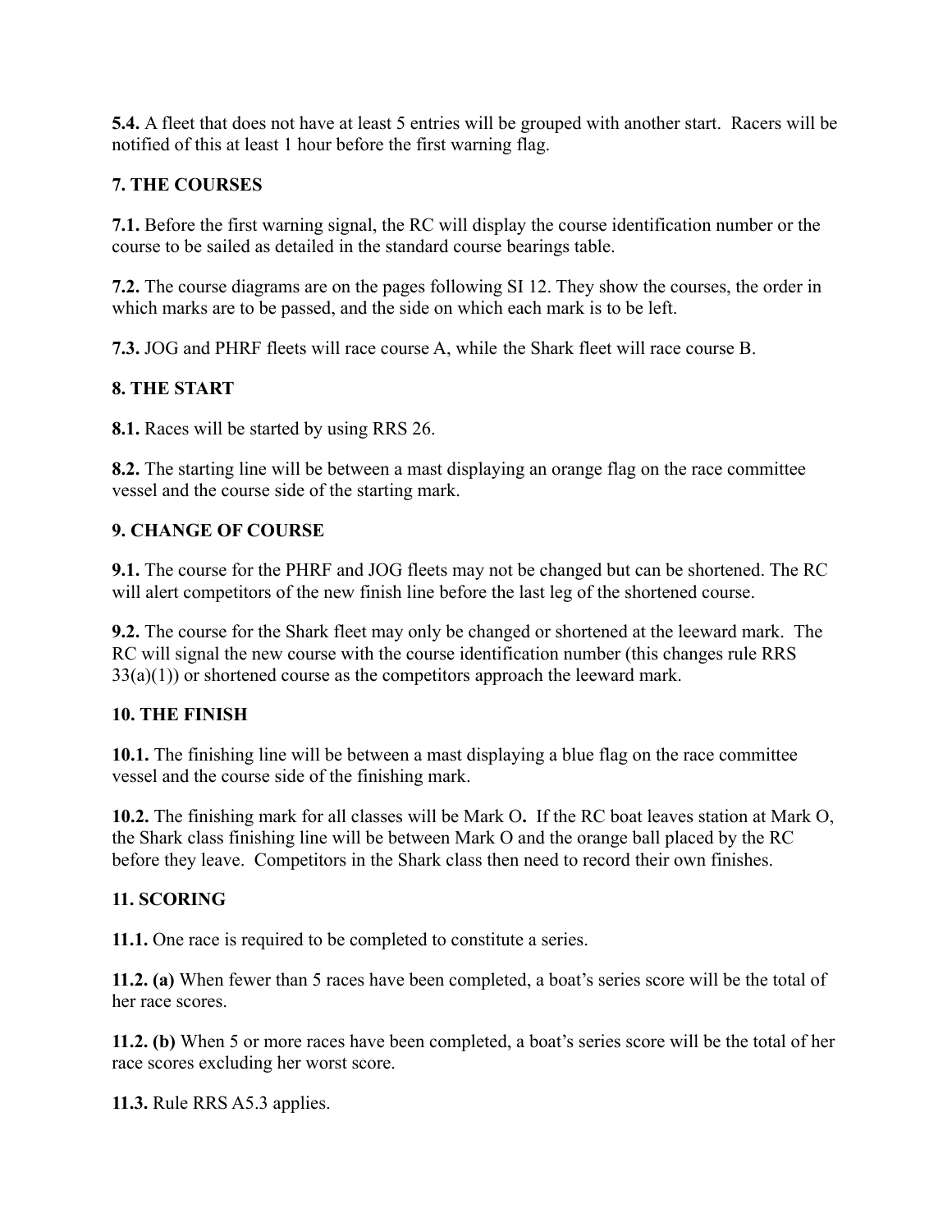**5.4.** A fleet that does not have at least 5 entries will be grouped with another start. Racers will be notified of this at least 1 hour before the first warning flag.

## 7. THE COURSES

**7.1.** Before the first warning signal, the RC will display the course identification number or the course to be sailed as detailed in the standard course bearings table.

**7.2.** The course diagrams are on the pages following SI 12. They show the courses, the order in which marks are to be passed, and the side on which each mark is to be left.

**7.3.** JOG and PHRF fleets will race course A, while the Shark fleet will race course B.

## 8. THE START

**8.1.** Races will be started by using RRS 26.

**8.2.** The starting line will be between a mast displaying an orange flag on the race committee vessel and the course side of the starting mark.

## 9. CHANGE OF COURSE

**9.1.** The course for the PHRF and JOG fleets may not be changed but can be shortened. The RC will alert competitors of the new finish line before the last leg of the shortened course.

**9.2.** The course for the Shark fleet may only be changed or shortened at the leeward mark. The RC will signal the new course with the course identification number (this changes rule RRS 33(a)(1)) or shortened course as the competitors approach the leeward mark.

## 10. THE FINISH

**10.1.** The finishing line will be between a mast displaying a blue flag on the race committee vessel and the course side of the finishing mark.

**10.2.** The finishing mark for all classes will be Mark O**.** If the RC boat leaves station at Mark O, the Shark class finishing line will be between Mark O and the orange ball placed by the RC before they leave. Competitors in the Shark class then need to record their own finishes.

## 11. SCORING

**11.1.** One race is required to be completed to constitute a series.

**11.2. (a)** When fewer than 5 races have been completed, a boat's series score will be the total of her race scores.

**11.2. (b)** When 5 or more races have been completed, a boat's series score will be the total of her race scores excluding her worst score.

**11.3.** Rule RRS A5.3 applies.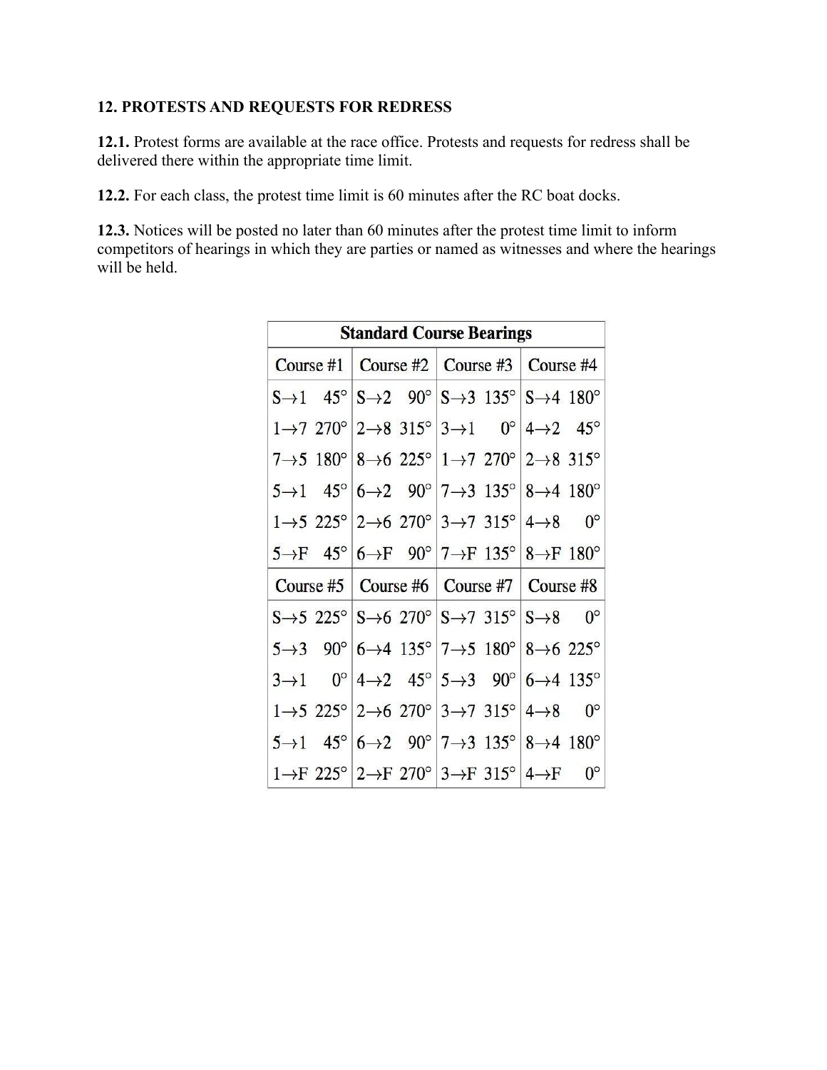## 12. PROTESTS AND REQUESTS FOR REDRESS

**12.1.** Protest forms are available at the race office. Protests and requests for redress shall be delivered there within the appropriate time limit.

**12.2.** For each class, the protest time limit is 60 minutes after the RC boat docks.

**12.3.** Notices will be posted no later than 60 minutes after the protest time limit to inform competitors of hearings in which they are parties or named as witnesses and where the hearings will be held.

| Standard Course Bearings | | | |
|---|---|---|---|
| Course #1 | Course #2 | Course #3 | Course #4 |
| S→1 45° | S→2 90° | S→3 135° | S→4 180° |
| 1→7 270° | 2→8 315° | 3→1 0° | 4→2 45° |
| 7→5 180° | 8→6 225° | 1→7 270° | 2→8 315° |
| 5→1 45° | 6→2 90° | 7→3 135° | 8→4 180° |
| 1→5 225° | 2→6 270° | 3→7 315° | 4→8 0° |
| 5→F 45° | 6→F 90° | 7→F 135° | 8→F 180° |
| Course #5 | Course #6 | Course #7 | Course #8 |
| S→5 225° | S→6 270° | S→7 315° | S→8 0° |
| 5→3 90° | 6→4 135° | 7→5 180° | 8→6 225° |
| 3→1 0° | 4→2 45° | 5→3 90° | 6→4 135° |
| 1→5 225° | 2→6 270° | 3→7 315° | 4→8 0° |
| 5→1 45° | 6→2 90° | 7→3 135° | 8→4 180° |
| 1→F 225° | 2→F 270° | 3→F 315° | 4→F 0° |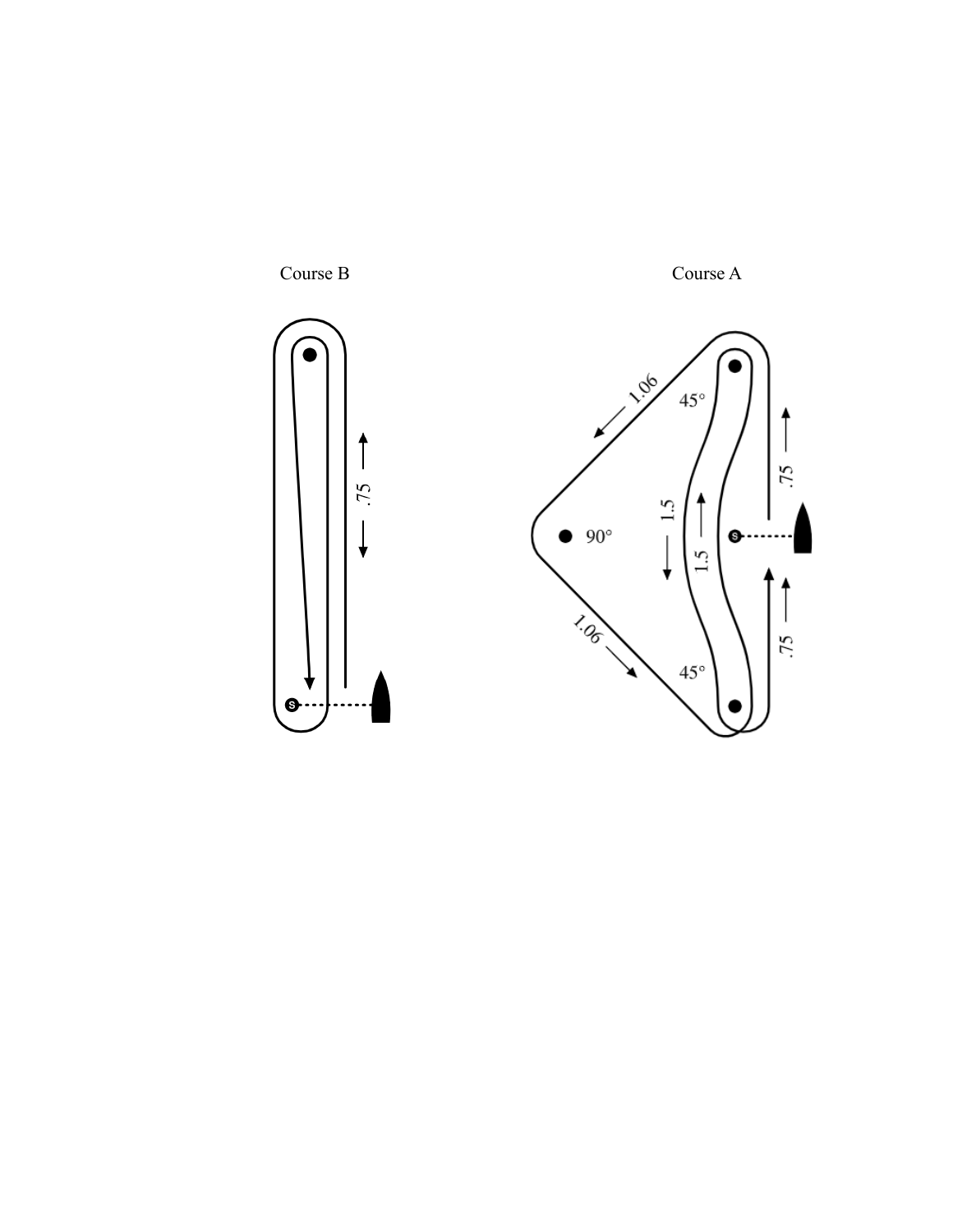Course B

.75

Course A

1.06

45°

.75

1.5

1.5

90°

.75

1.06

45°